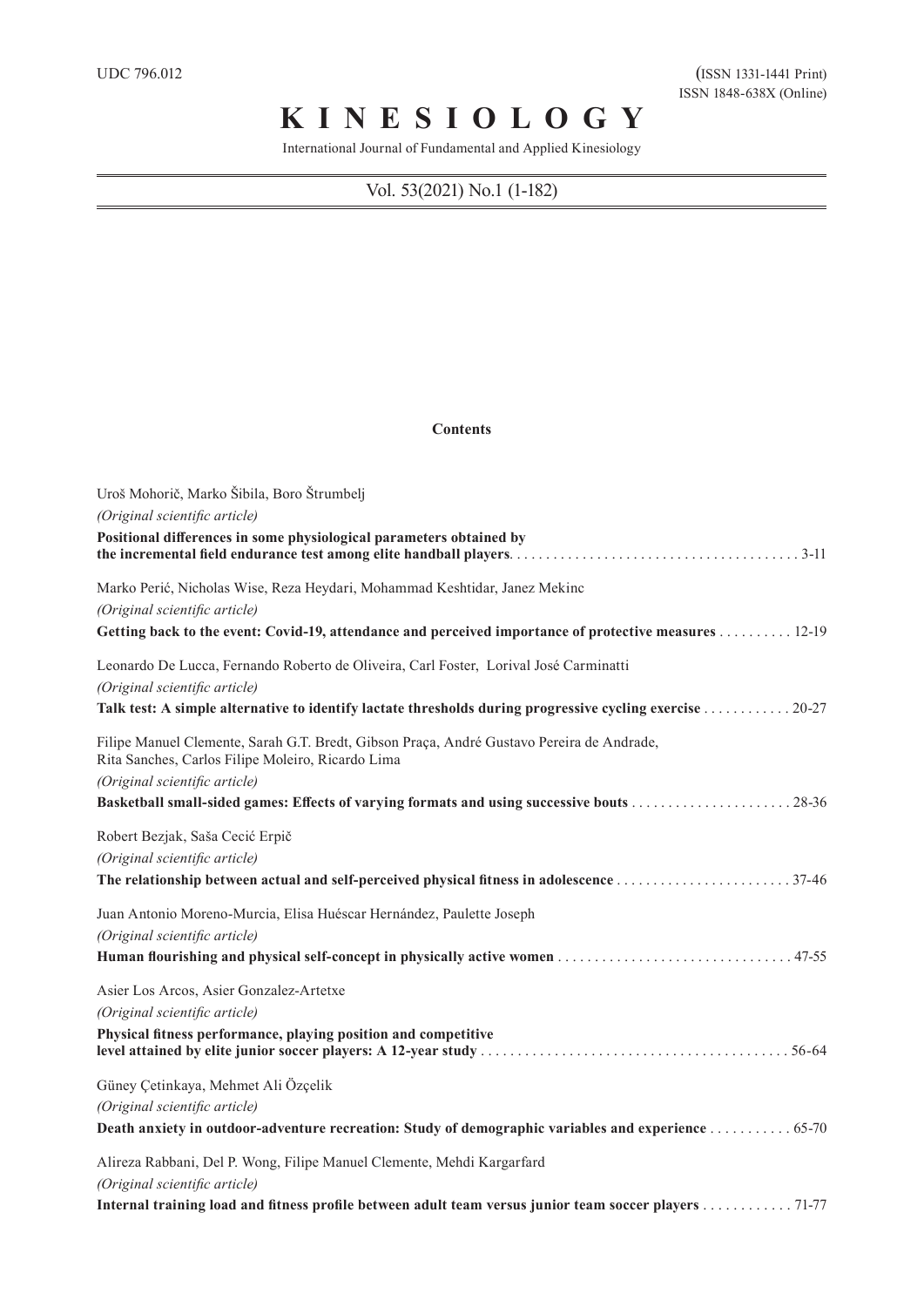UDC 796.012

(ISSN 1331-1441 Print)
ISSN 1848-638X (Online)

# K I N E S I O L O G Y

International Journal of Fundamental and Applied Kinesiology

Vol. 53(2021) No.1 (1-182)

## Contents

Uroš Mohorič, Marko Šibila, Boro Štrumbelj
*(Original scientific article)*
**Positional differences in some physiological parameters obtained by the incremental field endurance test among elite handball players** . . . . . . . . . . 3-11

Marko Perić, Nicholas Wise, Reza Heydari, Mohammad Keshtidar, Janez Mekinc
*(Original scientific article)*
**Getting back to the event: Covid-19, attendance and perceived importance of protective measures** . . . . . . . . . . 12-19

Leonardo De Lucca, Fernando Roberto de Oliveira, Carl Foster, Lorival José Carminatti
*(Original scientific article)*
**Talk test: A simple alternative to identify lactate thresholds during progressive cycling exercise** . . . . . . . . . . 20-27

Filipe Manuel Clemente, Sarah G.T. Bredt, Gibson Praça, André Gustavo Pereira de Andrade, Rita Sanches, Carlos Filipe Moleiro, Ricardo Lima
*(Original scientific article)*
**Basketball small-sided games: Effects of varying formats and using successive bouts** . . . . . . . . . . 28-36

Robert Bezjak, Saša Cecić Erpič
*(Original scientific article)*
**The relationship between actual and self-perceived physical fitness in adolescence** . . . . . . . . . . 37-46

Juan Antonio Moreno-Murcia, Elisa Huéscar Hernández, Paulette Joseph
*(Original scientific article)*
**Human flourishing and physical self-concept in physically active women** . . . . . . . . . . 47-55

Asier Los Arcos, Asier Gonzalez-Artetxe
*(Original scientific article)*
**Physical fitness performance, playing position and competitive level attained by elite junior soccer players: A 12-year study** . . . . . . . . . . 56-64

Güney Çetinkaya, Mehmet Ali Özçelik
*(Original scientific article)*
**Death anxiety in outdoor-adventure recreation: Study of demographic variables and experience** . . . . . . . . . . 65-70

Alireza Rabbani, Del P. Wong, Filipe Manuel Clemente, Mehdi Kargarfard
*(Original scientific article)*
**Internal training load and fitness profile between adult team versus junior team soccer players** . . . . . . . . . . 71-77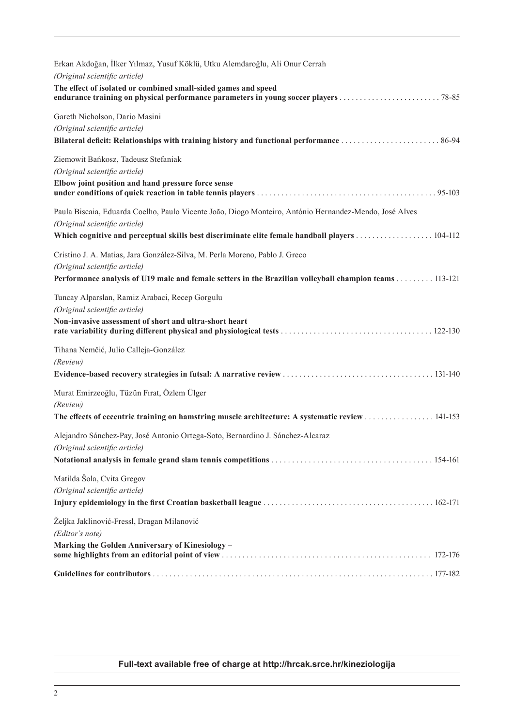Erkan Akdoğan, İlker Yılmaz, Yusuf Köklü, Utku Alemdaroğlu, Ali Onur Cerrah
*(Original scientific article)*
**The effect of isolated or combined small-sided games and speed endurance training on physical performance parameters in young soccer players** . . . . . . . . . . . . . . . . . . . . . . . . . 78-85

Gareth Nicholson, Dario Masini
*(Original scientific article)*
**Bilateral deficit: Relationships with training history and functional performance** . . . . . . . . . . . . . . . . . . . . . . . . 86-94

Ziemowit Bańkosz, Tadeusz Stefaniak
*(Original scientific article)*
**Elbow joint position and hand pressure force sense under conditions of quick reaction in table tennis players** . . . . . . . . . . . . . . . . . . . . . . . . . . . . . . . . . . . . . . . . . . . 95-103

Paula Biscaia, Eduarda Coelho, Paulo Vicente João, Diogo Monteiro, António Hernandez-Mendo, José Alves
*(Original scientific article)*
**Which cognitive and perceptual skills best discriminate elite female handball players** . . . . . . . . . . . . . . . . . . . 104-112

Cristino J. A. Matias, Jara González-Silva, M. Perla Moreno, Pablo J. Greco
*(Original scientific article)*
**Performance analysis of U19 male and female setters in the Brazilian volleyball champion teams** . . . . . . . . . 113-121

Tuncay Alparslan, Ramiz Arabaci, Recep Gorgulu
*(Original scientific article)*
**Non-invasive assessment of short and ultra-short heart rate variability during different physical and physiological tests** . . . . . . . . . . . . . . . . . . . . . . . . . . . . . . . . . . . . 122-130

Tihana Nemčić, Julio Calleja-González
*(Review)*
**Evidence-based recovery strategies in futsal: A narrative review** . . . . . . . . . . . . . . . . . . . . . . . . . . . . . . . . . . . . . 131-140

Murat Emirzeoğlu, Tüzün Fırat, Özlem Ülger
*(Review)*
**The effects of eccentric training on hamstring muscle architecture: A systematic review** . . . . . . . . . . . . . . . . . 141-153

Alejandro Sánchez-Pay, José Antonio Ortega-Soto, Bernardino J. Sánchez-Alcaraz
*(Original scientific article)*
**Notational analysis in female grand slam tennis competitions** . . . . . . . . . . . . . . . . . . . . . . . . . . . . . . . . . . . . . . . 154-161

Matilda Šola, Cvita Gregov
*(Original scientific article)*
**Injury epidemiology in the first Croatian basketball league** . . . . . . . . . . . . . . . . . . . . . . . . . . . . . . . . . . . . . . . . . . 162-171

Željka Jaklinović-Fressl, Dragan Milanović
*(Editor's note)*
**Marking the Golden Anniversary of Kinesiology – some highlights from an editorial point of view** . . . . . . . . . . . . . . . . . . . . . . . . . . . . . . . . . . . . . . . . . . . . . . . . . . . 172-176

**Guidelines for contributors** . . . . . . . . . . . . . . . . . . . . . . . . . . . . . . . . . . . . . . . . . . . . . . . . . . . . . . . . . . . . . . . . . . . . 177-182

**Full-text available free of charge at http://hrcak.srce.hr/kineziologija**